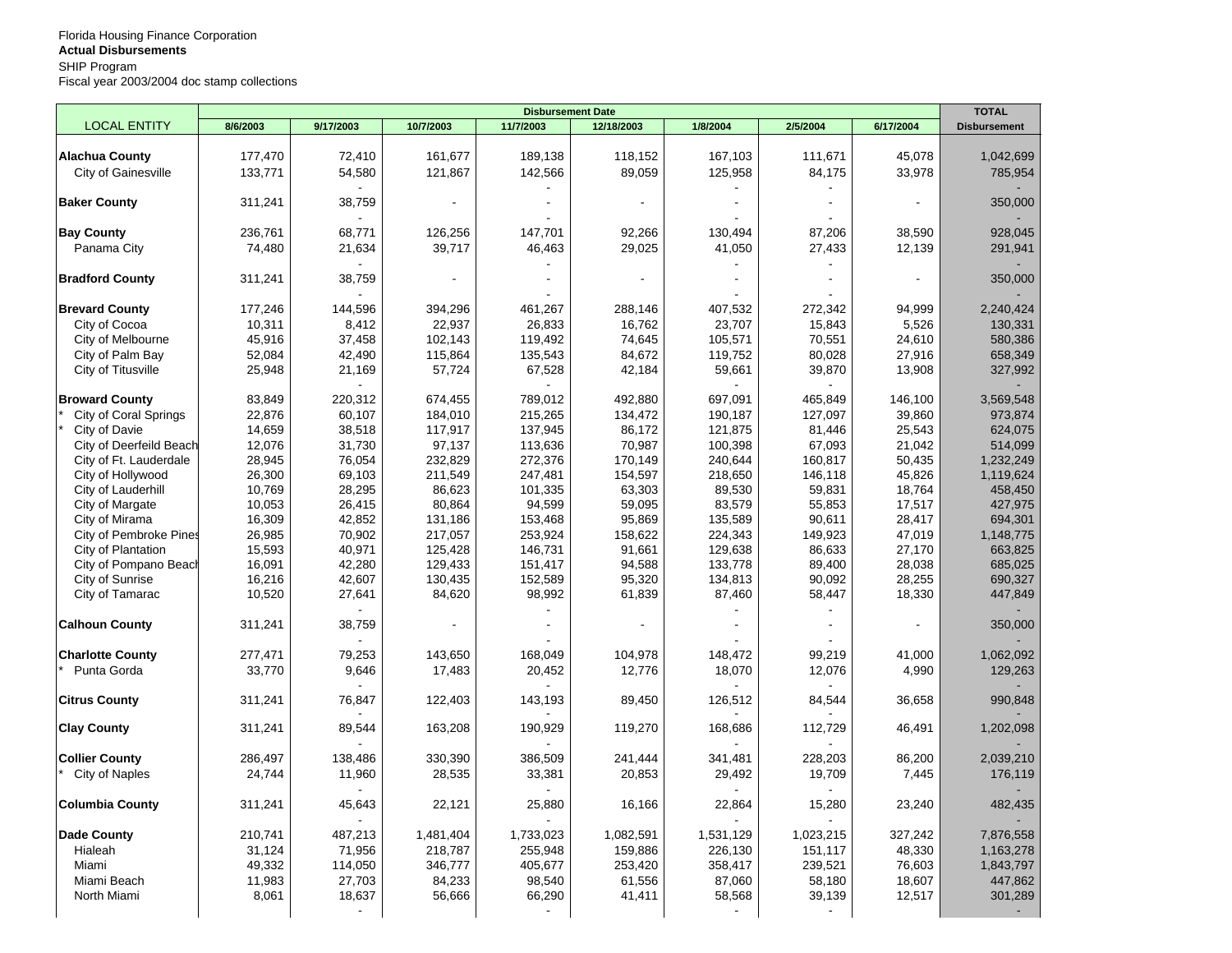Florida Housing Finance Corporation
**Actual Disbursements**
SHIP Program
Fiscal year 2003/2004 doc stamp collections

| LOCAL ENTITY | Disbursement Date | | | | | | | | TOTAL Disbursement |
|---|---|---|---|---|---|---|---|---|---|
| | 8/6/2003 | 9/17/2003 | 10/7/2003 | 11/7/2003 | 12/18/2003 | 1/8/2004 | 2/5/2004 | 6/17/2004 | |
| **Alachua County** | 177,470 | 72,410 | 161,677 | 189,138 | 118,152 | 167,103 | 111,671 | 45,078 | 1,042,699 |
| City of Gainesville | 133,771 | 54,580 | 121,867 | 142,566 | 89,059 | 125,958 | 84,175 | 33,978 | 785,954 |
| **Baker County** | 311,241 | 38,759 | - | - | - | - | - | - | 350,000 |
| **Bay County** | 236,761 | 68,771 | 126,256 | 147,701 | 92,266 | 130,494 | 87,206 | 38,590 | 928,045 |
| Panama City | 74,480 | 21,634 | 39,717 | 46,463 | 29,025 | 41,050 | 27,433 | 12,139 | 291,941 |
| **Bradford County** | 311,241 | 38,759 | - | - | - | - | - | - | 350,000 |
| **Brevard County** | 177,246 | 144,596 | 394,296 | 461,267 | 288,146 | 407,532 | 272,342 | 94,999 | 2,240,424 |
| City of Cocoa | 10,311 | 8,412 | 22,937 | 26,833 | 16,762 | 23,707 | 15,843 | 5,526 | 130,331 |
| City of Melbourne | 45,916 | 37,458 | 102,143 | 119,492 | 74,645 | 105,571 | 70,551 | 24,610 | 580,386 |
| City of Palm Bay | 52,084 | 42,490 | 115,864 | 135,543 | 84,672 | 119,752 | 80,028 | 27,916 | 658,349 |
| City of Titusville | 25,948 | 21,169 | 57,724 | 67,528 | 42,184 | 59,661 | 39,870 | 13,908 | 327,992 |
| **Broward County** | 83,849 | 220,312 | 674,455 | 789,012 | 492,880 | 697,091 | 465,849 | 146,100 | 3,569,548 |
| * City of Coral Springs | 22,876 | 60,107 | 184,010 | 215,265 | 134,472 | 190,187 | 127,097 | 39,860 | 973,874 |
| * City of Davie | 14,659 | 38,518 | 117,917 | 137,945 | 86,172 | 121,875 | 81,446 | 25,543 | 624,075 |
| City of Deerfeild Beach | 12,076 | 31,730 | 97,137 | 113,636 | 70,987 | 100,398 | 67,093 | 21,042 | 514,099 |
| City of Ft. Lauderdale | 28,945 | 76,054 | 232,829 | 272,376 | 170,149 | 240,644 | 160,817 | 50,435 | 1,232,249 |
| City of Hollywood | 26,300 | 69,103 | 211,549 | 247,481 | 154,597 | 218,650 | 146,118 | 45,826 | 1,119,624 |
| City of Lauderhill | 10,769 | 28,295 | 86,623 | 101,335 | 63,303 | 89,530 | 59,831 | 18,764 | 458,450 |
| City of Margate | 10,053 | 26,415 | 80,864 | 94,599 | 59,095 | 83,579 | 55,853 | 17,517 | 427,975 |
| City of Mirama | 16,309 | 42,852 | 131,186 | 153,468 | 95,869 | 135,589 | 90,611 | 28,417 | 694,301 |
| City of Pembroke Pines | 26,985 | 70,902 | 217,057 | 253,924 | 158,622 | 224,343 | 149,923 | 47,019 | 1,148,775 |
| City of Plantation | 15,593 | 40,971 | 125,428 | 146,731 | 91,661 | 129,638 | 86,633 | 27,170 | 663,825 |
| City of Pompano Beach | 16,091 | 42,280 | 129,433 | 151,417 | 94,588 | 133,778 | 89,400 | 28,038 | 685,025 |
| City of Sunrise | 16,216 | 42,607 | 130,435 | 152,589 | 95,320 | 134,813 | 90,092 | 28,255 | 690,327 |
| City of Tamarac | 10,520 | 27,641 | 84,620 | 98,992 | 61,839 | 87,460 | 58,447 | 18,330 | 447,849 |
| **Calhoun County** | 311,241 | 38,759 | - | - | - | - | - | - | 350,000 |
| **Charlotte County** | 277,471 | 79,253 | 143,650 | 168,049 | 104,978 | 148,472 | 99,219 | 41,000 | 1,062,092 |
| * Punta Gorda | 33,770 | 9,646 | 17,483 | 20,452 | 12,776 | 18,070 | 12,076 | 4,990 | 129,263 |
| **Citrus County** | 311,241 | 76,847 | 122,403 | 143,193 | 89,450 | 126,512 | 84,544 | 36,658 | 990,848 |
| **Clay County** | 311,241 | 89,544 | 163,208 | 190,929 | 119,270 | 168,686 | 112,729 | 46,491 | 1,202,098 |
| **Collier County** | 286,497 | 138,486 | 330,390 | 386,509 | 241,444 | 341,481 | 228,203 | 86,200 | 2,039,210 |
| * City of Naples | 24,744 | 11,960 | 28,535 | 33,381 | 20,853 | 29,492 | 19,709 | 7,445 | 176,119 |
| **Columbia County** | 311,241 | 45,643 | 22,121 | 25,880 | 16,166 | 22,864 | 15,280 | 23,240 | 482,435 |
| **Dade County** | 210,741 | 487,213 | 1,481,404 | 1,733,023 | 1,082,591 | 1,531,129 | 1,023,215 | 327,242 | 7,876,558 |
| Hialeah | 31,124 | 71,956 | 218,787 | 255,948 | 159,886 | 226,130 | 151,117 | 48,330 | 1,163,278 |
| Miami | 49,332 | 114,050 | 346,777 | 405,677 | 253,420 | 358,417 | 239,521 | 76,603 | 1,843,797 |
| Miami Beach | 11,983 | 27,703 | 84,233 | 98,540 | 61,556 | 87,060 | 58,180 | 18,607 | 447,862 |
| North Miami | 8,061 | 18,637 | 56,666 | 66,290 | 41,411 | 58,568 | 39,139 | 12,517 | 301,289 |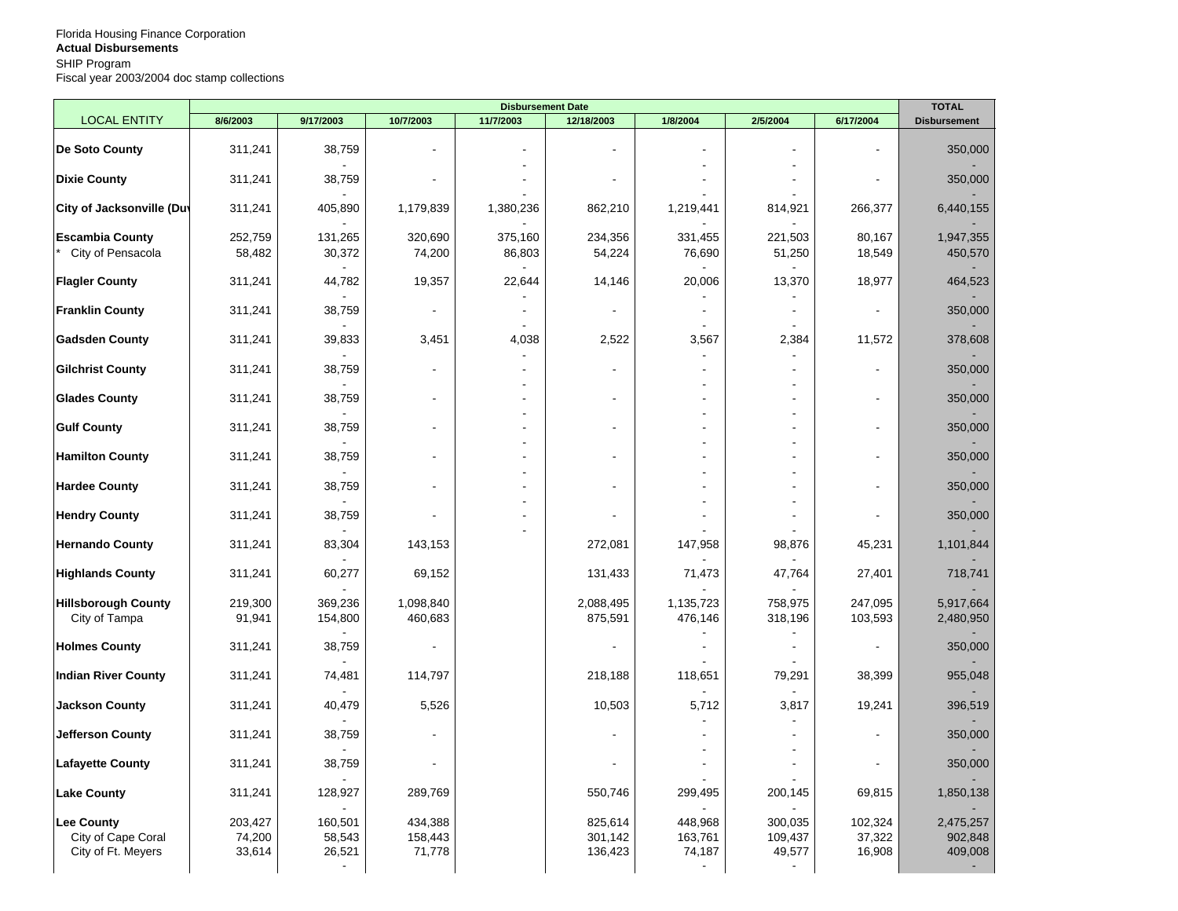Florida Housing Finance Corporation
**Actual Disbursements**
SHIP Program
Fiscal year 2003/2004 doc stamp collections

| LOCAL ENTITY | Disbursement Date | | | | | | | | TOTAL |
|---|---|---|---|---|---|---|---|---|---|
| | 8/6/2003 | 9/17/2003 | 10/7/2003 | 11/7/2003 | 12/18/2003 | 1/8/2004 | 2/5/2004 | 6/17/2004 | Disbursement |
| **De Soto County** | 311,241 | 38,759 | - | - | - | - | - | - | 350,000 |
| **Dixie County** | 311,241 | 38,759 | - | - | - | - | - | - | 350,000 |
| **City of Jacksonville (Duv** | 311,241 | 405,890 | 1,179,839 | 1,380,236 | 862,210 | 1,219,441 | 814,921 | 266,377 | 6,440,155 |
| **Escambia County** | 252,759 | 131,265 | 320,690 | 375,160 | 234,356 | 331,455 | 221,503 | 80,167 | 1,947,355 |
| * City of Pensacola | 58,482 | 30,372 | 74,200 | 86,803 | 54,224 | 76,690 | 51,250 | 18,549 | 450,570 |
| **Flagler County** | 311,241 | 44,782 | 19,357 | 22,644 | 14,146 | 20,006 | 13,370 | 18,977 | 464,523 |
| **Franklin County** | 311,241 | 38,759 | - | - | - | - | - | - | 350,000 |
| **Gadsden County** | 311,241 | 39,833 | 3,451 | 4,038 | 2,522 | 3,567 | 2,384 | 11,572 | 378,608 |
| **Gilchrist County** | 311,241 | 38,759 | - | - | - | - | - | - | 350,000 |
| **Glades County** | 311,241 | 38,759 | - | - | - | - | - | - | 350,000 |
| **Gulf County** | 311,241 | 38,759 | - | - | - | - | - | - | 350,000 |
| **Hamilton County** | 311,241 | 38,759 | - | - | - | - | - | - | 350,000 |
| **Hardee County** | 311,241 | 38,759 | - | - | - | - | - | - | 350,000 |
| **Hendry County** | 311,241 | 38,759 | - | - | - | - | - | - | 350,000 |
| **Hernando County** | 311,241 | 83,304 | 143,153 | | 272,081 | 147,958 | 98,876 | 45,231 | 1,101,844 |
| **Highlands County** | 311,241 | 60,277 | 69,152 | | 131,433 | 71,473 | 47,764 | 27,401 | 718,741 |
| **Hillsborough County** | 219,300 | 369,236 | 1,098,840 | | 2,088,495 | 1,135,723 | 758,975 | 247,095 | 5,917,664 |
| City of Tampa | 91,941 | 154,800 | 460,683 | | 875,591 | 476,146 | 318,196 | 103,593 | 2,480,950 |
| **Holmes County** | 311,241 | 38,759 | - | | - | - | - | - | 350,000 |
| **Indian River County** | 311,241 | 74,481 | 114,797 | | 218,188 | 118,651 | 79,291 | 38,399 | 955,048 |
| **Jackson County** | 311,241 | 40,479 | 5,526 | | 10,503 | 5,712 | 3,817 | 19,241 | 396,519 |
| **Jefferson County** | 311,241 | 38,759 | - | | - | - | - | - | 350,000 |
| **Lafayette County** | 311,241 | 38,759 | - | | - | - | - | - | 350,000 |
| **Lake County** | 311,241 | 128,927 | 289,769 | | 550,746 | 299,495 | 200,145 | 69,815 | 1,850,138 |
| **Lee County** | 203,427 | 160,501 | 434,388 | | 825,614 | 448,968 | 300,035 | 102,324 | 2,475,257 |
| City of Cape Coral | 74,200 | 58,543 | 158,443 | | 301,142 | 163,761 | 109,437 | 37,322 | 902,848 |
| City of Ft. Meyers | 33,614 | 26,521 | 71,778 | | 136,423 | 74,187 | 49,577 | 16,908 | 409,008 |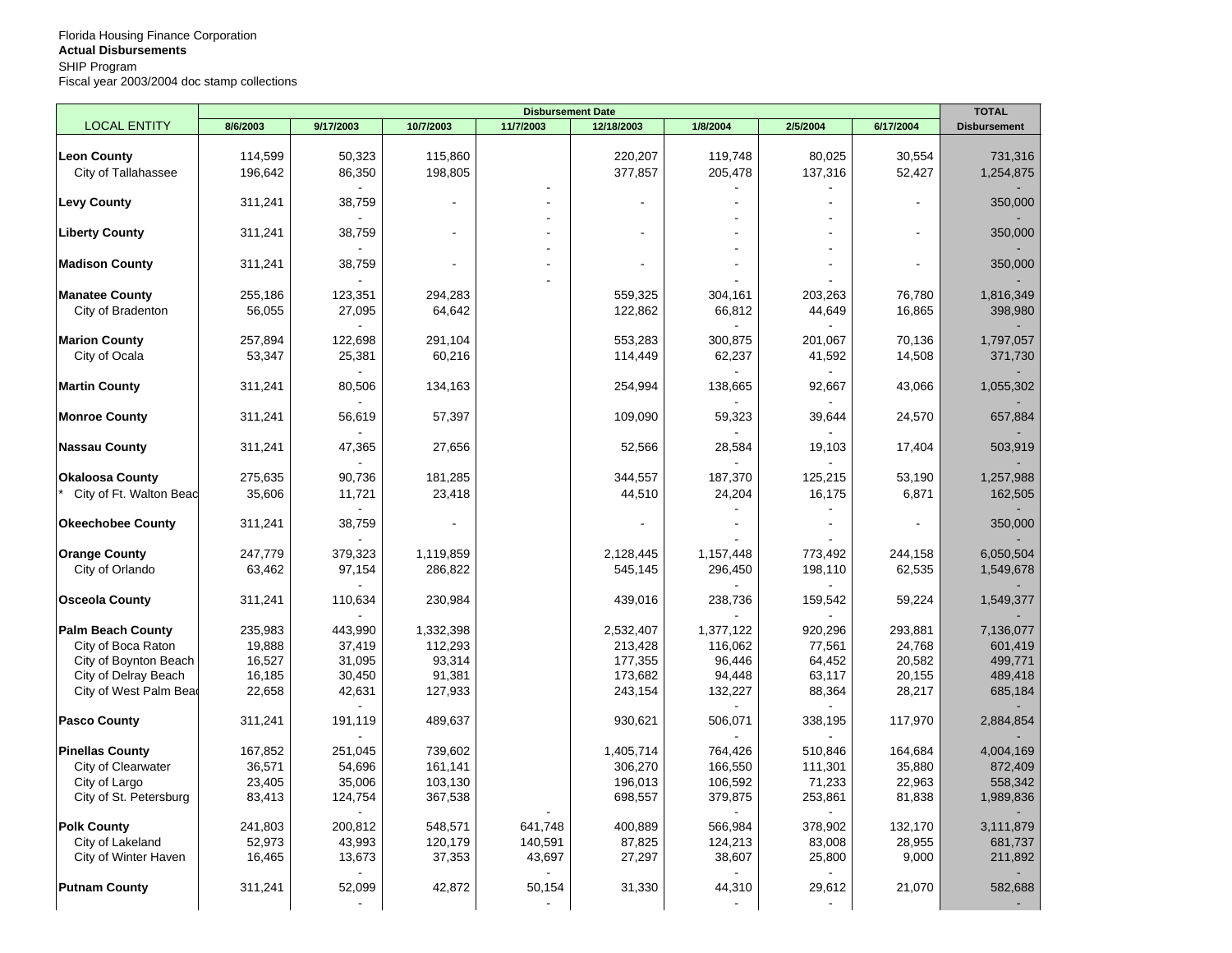Florida Housing Finance Corporation
**Actual Disbursements**
SHIP Program
Fiscal year 2003/2004 doc stamp collections

| LOCAL ENTITY | Disbursement Date | | | | | | | | TOTAL |
|---|---|---|---|---|---|---|---|---|---|
| | 8/6/2003 | 9/17/2003 | 10/7/2003 | 11/7/2003 | 12/18/2003 | 1/8/2004 | 2/5/2004 | 6/17/2004 | Disbursement |
| **Leon County** | 114,599 | 50,323 | 115,860 | | 220,207 | 119,748 | 80,025 | 30,554 | 731,316 |
| City of Tallahassee | 196,642 | 86,350 | 198,805 | | 377,857 | 205,478 | 137,316 | 52,427 | 1,254,875 |
| **Levy County** | 311,241 | 38,759 | - | - | - | - | - | - | 350,000 |
| **Liberty County** | 311,241 | 38,759 | - | - | - | - | - | - | 350,000 |
| **Madison County** | 311,241 | 38,759 | - | - | - | - | - | - | 350,000 |
| **Manatee County** | 255,186 | 123,351 | 294,283 | | 559,325 | 304,161 | 203,263 | 76,780 | 1,816,349 |
| City of Bradenton | 56,055 | 27,095 | 64,642 | | 122,862 | 66,812 | 44,649 | 16,865 | 398,980 |
| **Marion County** | 257,894 | 122,698 | 291,104 | | 553,283 | 300,875 | 201,067 | 70,136 | 1,797,057 |
| City of Ocala | 53,347 | 25,381 | 60,216 | | 114,449 | 62,237 | 41,592 | 14,508 | 371,730 |
| **Martin County** | 311,241 | 80,506 | 134,163 | | 254,994 | 138,665 | 92,667 | 43,066 | 1,055,302 |
| **Monroe County** | 311,241 | 56,619 | 57,397 | | 109,090 | 59,323 | 39,644 | 24,570 | 657,884 |
| **Nassau County** | 311,241 | 47,365 | 27,656 | | 52,566 | 28,584 | 19,103 | 17,404 | 503,919 |
| **Okaloosa County** | 275,635 | 90,736 | 181,285 | | 344,557 | 187,370 | 125,215 | 53,190 | 1,257,988 |
| * City of Ft. Walton Beac | 35,606 | 11,721 | 23,418 | | 44,510 | 24,204 | 16,175 | 6,871 | 162,505 |
| **Okeechobee County** | 311,241 | 38,759 | - | | - | - | - | - | 350,000 |
| **Orange County** | 247,779 | 379,323 | 1,119,859 | | 2,128,445 | 1,157,448 | 773,492 | 244,158 | 6,050,504 |
| City of Orlando | 63,462 | 97,154 | 286,822 | | 545,145 | 296,450 | 198,110 | 62,535 | 1,549,678 |
| **Osceola County** | 311,241 | 110,634 | 230,984 | | 439,016 | 238,736 | 159,542 | 59,224 | 1,549,377 |
| **Palm Beach County** | 235,983 | 443,990 | 1,332,398 | | 2,532,407 | 1,377,122 | 920,296 | 293,881 | 7,136,077 |
| City of Boca Raton | 19,888 | 37,419 | 112,293 | | 213,428 | 116,062 | 77,561 | 24,768 | 601,419 |
| City of Boynton Beach | 16,527 | 31,095 | 93,314 | | 177,355 | 96,446 | 64,452 | 20,582 | 499,771 |
| City of Delray Beach | 16,185 | 30,450 | 91,381 | | 173,682 | 94,448 | 63,117 | 20,155 | 489,418 |
| City of West Palm Bea | 22,658 | 42,631 | 127,933 | | 243,154 | 132,227 | 88,364 | 28,217 | 685,184 |
| **Pasco County** | 311,241 | 191,119 | 489,637 | | 930,621 | 506,071 | 338,195 | 117,970 | 2,884,854 |
| **Pinellas County** | 167,852 | 251,045 | 739,602 | | 1,405,714 | 764,426 | 510,846 | 164,684 | 4,004,169 |
| City of Clearwater | 36,571 | 54,696 | 161,141 | | 306,270 | 166,550 | 111,301 | 35,880 | 872,409 |
| City of Largo | 23,405 | 35,006 | 103,130 | | 196,013 | 106,592 | 71,233 | 22,963 | 558,342 |
| City of St. Petersburg | 83,413 | 124,754 | 367,538 | | 698,557 | 379,875 | 253,861 | 81,838 | 1,989,836 |
| **Polk County** | 241,803 | 200,812 | 548,571 | 641,748 | 400,889 | 566,984 | 378,902 | 132,170 | 3,111,879 |
| City of Lakeland | 52,973 | 43,993 | 120,179 | 140,591 | 87,825 | 124,213 | 83,008 | 28,955 | 681,737 |
| City of Winter Haven | 16,465 | 13,673 | 37,353 | 43,697 | 27,297 | 38,607 | 25,800 | 9,000 | 211,892 |
| **Putnam County** | 311,241 | 52,099 | 42,872 | 50,154 | 31,330 | 44,310 | 29,612 | 21,070 | 582,688 |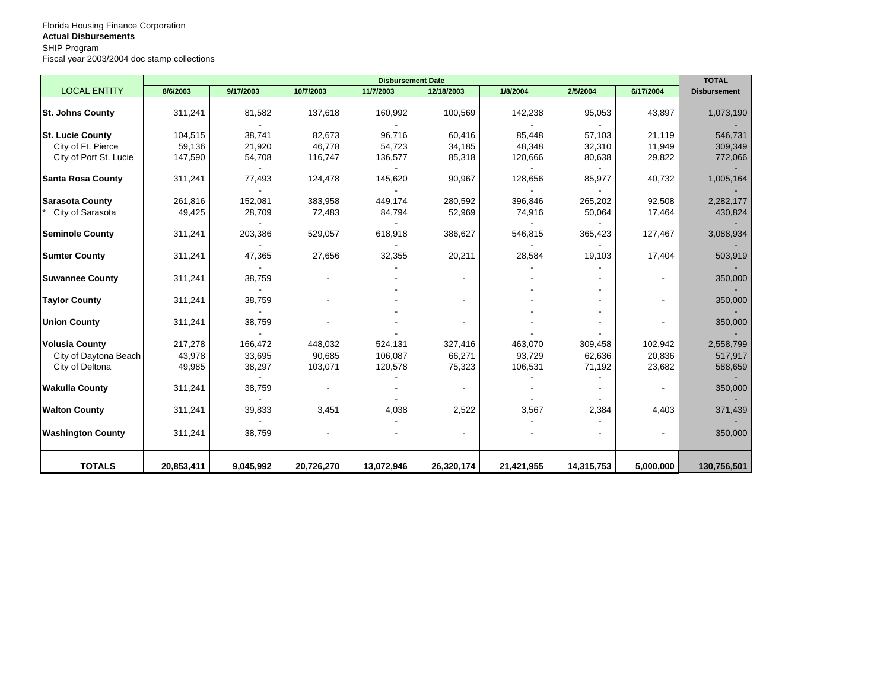Florida Housing Finance Corporation
**Actual Disbursements**
SHIP Program
Fiscal year 2003/2004 doc stamp collections

| LOCAL ENTITY | Disbursement Date | | | | | | | | TOTAL Disbursement |
|---|---|---|---|---|---|---|---|---|---|
| | 8/6/2003 | 9/17/2003 | 10/7/2003 | 11/7/2003 | 12/18/2003 | 1/8/2004 | 2/5/2004 | 6/17/2004 | |
| **St. Johns County** | 311,241 | 81,582 | 137,618 | 160,992 | 100,569 | 142,238 | 95,053 | 43,897 | 1,073,190 |
| **St. Lucie County** | 104,515 | 38,741 | 82,673 | 96,716 | 60,416 | 85,448 | 57,103 | 21,119 | 546,731 |
| City of Ft. Pierce | 59,136 | 21,920 | 46,778 | 54,723 | 34,185 | 48,348 | 32,310 | 11,949 | 309,349 |
| City of Port St. Lucie | 147,590 | 54,708 | 116,747 | 136,577 | 85,318 | 120,666 | 80,638 | 29,822 | 772,066 |
| **Santa Rosa County** | 311,241 | 77,493 | 124,478 | 145,620 | 90,967 | 128,656 | 85,977 | 40,732 | 1,005,164 |
| **Sarasota County** | 261,816 | 152,081 | 383,958 | 449,174 | 280,592 | 396,846 | 265,202 | 92,508 | 2,282,177 |
| * City of Sarasota | 49,425 | 28,709 | 72,483 | 84,794 | 52,969 | 74,916 | 50,064 | 17,464 | 430,824 |
| **Seminole County** | 311,241 | 203,386 | 529,057 | 618,918 | 386,627 | 546,815 | 365,423 | 127,467 | 3,088,934 |
| **Sumter County** | 311,241 | 47,365 | 27,656 | 32,355 | 20,211 | 28,584 | 19,103 | 17,404 | 503,919 |
| **Suwannee County** | 311,241 | 38,759 | - | - | - | - | - | - | 350,000 |
| **Taylor County** | 311,241 | 38,759 | - | - | - | - | - | - | 350,000 |
| **Union County** | 311,241 | 38,759 | - | - | - | - | - | - | 350,000 |
| **Volusia County** | 217,278 | 166,472 | 448,032 | 524,131 | 327,416 | 463,070 | 309,458 | 102,942 | 2,558,799 |
| City of Daytona Beach | 43,978 | 33,695 | 90,685 | 106,087 | 66,271 | 93,729 | 62,636 | 20,836 | 517,917 |
| City of Deltona | 49,985 | 38,297 | 103,071 | 120,578 | 75,323 | 106,531 | 71,192 | 23,682 | 588,659 |
| **Wakulla County** | 311,241 | 38,759 | - | - | - | - | - | - | 350,000 |
| **Walton County** | 311,241 | 39,833 | 3,451 | 4,038 | 2,522 | 3,567 | 2,384 | 4,403 | 371,439 |
| **Washington County** | 311,241 | 38,759 | - | - | - | - | - | - | 350,000 |
| **TOTALS** | **20,853,411** | **9,045,992** | **20,726,270** | **13,072,946** | **26,320,174** | **21,421,955** | **14,315,753** | **5,000,000** | **130,756,501** |